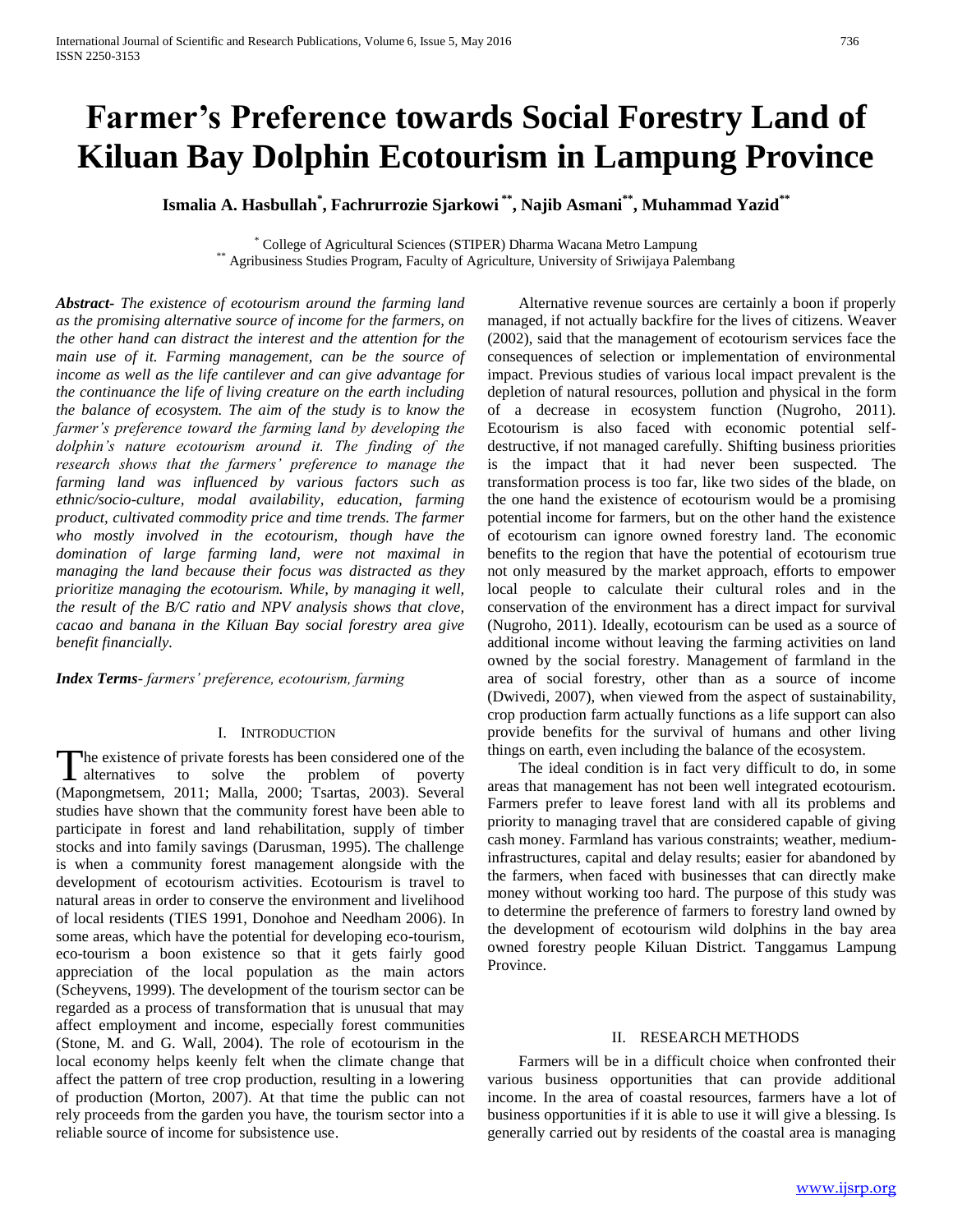# Farmer's Preference towards Social Forestry Land of Kiluan Bay Dolphin Ecotourism in Lampung Province

**Ismalia A. Hasbullah[*], Fachrurrozie Sjarkowi[**], Najib Asmani[**], Muhammad Yazid[**]**

[*] College of Agricultural Sciences (STIPER) Dharma Wacana Metro Lampung
[**] Agribusiness Studies Program, Faculty of Agriculture, University of Sriwijaya Palembang

***Abstract-*** *The existence of ecotourism around the farming land as the promising alternative source of income for the farmers, on the other hand can distract the interest and the attention for the main use of it. Farming management, can be the source of income as well as the life cantilever and can give advantage for the continuance the life of living creature on the earth including the balance of ecosystem. The aim of the study is to know the farmer's preference toward the farming land by developing the dolphin's nature ecotourism around it. The finding of the research shows that the farmers' preference to manage the farming land was influenced by various factors such as ethnic/socio-culture, modal availability, education, farming product, cultivated commodity price and time trends. The farmer who mostly involved in the ecotourism, though have the domination of large farming land, were not maximal in managing the land because their focus was distracted as they prioritize managing the ecotourism. While, by managing it well, the result of the B/C ratio and NPV analysis shows that clove, cacao and banana in the Kiluan Bay social forestry area give benefit financially.*

***Index Terms-*** *farmers' preference, ecotourism, farming*

## I. Introduction

The existence of private forests has been considered one of the alternatives to solve the problem of poverty (Mapongmetsem, 2011; Malla, 2000; Tsartas, 2003). Several studies have shown that the community forest have been able to participate in forest and land rehabilitation, supply of timber stocks and into family savings (Darusman, 1995). The challenge is when a community forest management alongside with the development of ecotourism activities. Ecotourism is travel to natural areas in order to conserve the environment and livelihood of local residents (TIES 1991, Donohoe and Needham 2006). In some areas, which have the potential for developing eco-tourism, eco-tourism a boon existence so that it gets fairly good appreciation of the local population as the main actors (Scheyvens, 1999). The development of the tourism sector can be regarded as a process of transformation that is unusual that may affect employment and income, especially forest communities (Stone, M. and G. Wall, 2004). The role of ecotourism in the local economy helps keenly felt when the climate change that affect the pattern of tree crop production, resulting in a lowering of production (Morton, 2007). At that time the public can not rely proceeds from the garden you have, the tourism sector into a reliable source of income for subsistence use.

Alternative revenue sources are certainly a boon if properly managed, if not actually backfire for the lives of citizens. Weaver (2002), said that the management of ecotourism services face the consequences of selection or implementation of environmental impact. Previous studies of various local impact prevalent is the depletion of natural resources, pollution and physical in the form of a decrease in ecosystem function (Nugroho, 2011). Ecotourism is also faced with economic potential self-destructive, if not managed carefully. Shifting business priorities is the impact that it had never been suspected. The transformation process is too far, like two sides of the blade, on the one hand the existence of ecotourism would be a promising potential income for farmers, but on the other hand the existence of ecotourism can ignore owned forestry land. The economic benefits to the region that have the potential of ecotourism true not only measured by the market approach, efforts to empower local people to calculate their cultural roles and in the conservation of the environment has a direct impact for survival (Nugroho, 2011). Ideally, ecotourism can be used as a source of additional income without leaving the farming activities on land owned by the social forestry. Management of farmland in the area of social forestry, other than as a source of income (Dwivedi, 2007), when viewed from the aspect of sustainability, crop production farm actually functions as a life support can also provide benefits for the survival of humans and other living things on earth, even including the balance of the ecosystem.

The ideal condition is in fact very difficult to do, in some areas that management has not been well integrated ecotourism. Farmers prefer to leave forest land with all its problems and priority to managing travel that are considered capable of giving cash money. Farmland has various constraints; weather, medium-infrastructures, capital and delay results; easier for abandoned by the farmers, when faced with businesses that can directly make money without working too hard. The purpose of this study was to determine the preference of farmers to forestry land owned by the development of ecotourism wild dolphins in the bay area owned forestry people Kiluan District. Tanggamus Lampung Province.

## II. Research Methods

Farmers will be in a difficult choice when confronted their various business opportunities that can provide additional income. In the area of coastal resources, farmers have a lot of business opportunities if it is able to use it will give a blessing. Is generally carried out by residents of the coastal area is managing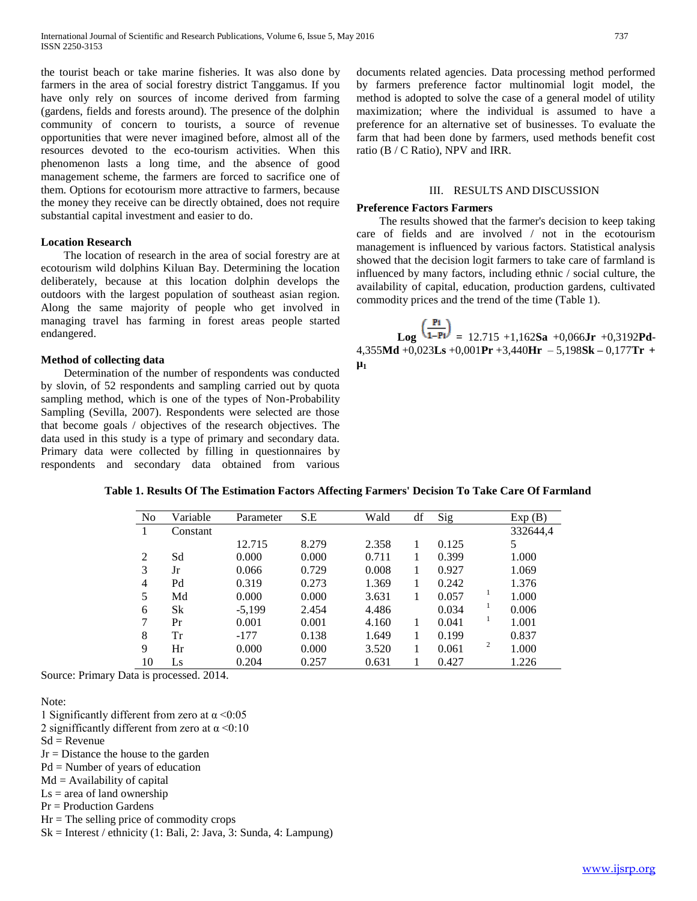the tourist beach or take marine fisheries. It was also done by farmers in the area of social forestry district Tanggamus. If you have only rely on sources of income derived from farming (gardens, fields and forests around). The presence of the dolphin community of concern to tourists, a source of revenue opportunities that were never imagined before, almost all of the resources devoted to the eco-tourism activities. When this phenomenon lasts a long time, and the absence of good management scheme, the farmers are forced to sacrifice one of them. Options for ecotourism more attractive to farmers, because the money they receive can be directly obtained, does not require substantial capital investment and easier to do.

### Location Research

The location of research in the area of social forestry are at ecotourism wild dolphins Kiluan Bay. Determining the location deliberately, because at this location dolphin develops the outdoors with the largest population of southeast asian region. Along the same majority of people who get involved in managing travel has farming in forest areas people started endangered.

### Method of collecting data

Determination of the number of respondents was conducted by slovin, of 52 respondents and sampling carried out by quota sampling method, which is one of the types of Non-Probability Sampling (Sevilla, 2007). Respondents were selected are those that become goals / objectives of the research objectives. The data used in this study is a type of primary and secondary data. Primary data were collected by filling in questionnaires by respondents and secondary data obtained from various documents related agencies. Data processing method performed by farmers preference factor multinomial logit model, the method is adopted to solve the case of a general model of utility maximization; where the individual is assumed to have a preference for an alternative set of businesses. To evaluate the farm that had been done by farmers, used methods benefit cost ratio (B / C Ratio), NPV and IRR.

## III. RESULTS AND DISCUSSION

### Preference Factors Farmers

The results showed that the farmer's decision to keep taking care of fields and are involved / not in the ecotourism management is influenced by various factors. Statistical analysis showed that the decision logit farmers to take care of farmland is influenced by many factors, including ethnic / social culture, the availability of capital, education, production gardens, cultivated commodity prices and the trend of the time (Table 1).

$$\textbf{Log}\left(\frac{P_i}{1-P_i}\right) = 12.715 + 1{,}162\textbf{Sa} + 0{,}066\textbf{Jr} + 0{,}3192\textbf{Pd} - 4{,}355\textbf{Md} + 0{,}023\textbf{Ls} + 0{,}001\textbf{Pr} + 3{,}440\textbf{Hr} - 5{,}198\textbf{Sk} - 0{,}177\textbf{Tr} + \mu_1$$

**Table 1. Results Of The Estimation Factors Affecting Farmers' Decision To Take Care Of Farmland**

| No | Variable | Parameter | S.E | Wald | df | Sig | | Exp (B) |
|---|---|---|---|---|---|---|---|---|
| 1 | Constant | 12.715 | 8.279 | 2.358 | 1 | 0.125 | | 332644,45 |
| 2 | Sd | 0.000 | 0.000 | 0.711 | 1 | 0.399 | | 1.000 |
| 3 | Jr | 0.066 | 0.729 | 0.008 | 1 | 0.927 | | 1.069 |
| 4 | Pd | 0.319 | 0.273 | 1.369 | 1 | 0.242 | | 1.376 |
| 5 | Md | 0.000 | 0.000 | 3.631 | 1 | 0.057 | 1 | 1.000 |
| 6 | Sk | -5,199 | 2.454 | 4.486 | | 0.034 | 1 | 0.006 |
| 7 | Pr | 0.001 | 0.001 | 4.160 | 1 | 0.041 | 1 | 1.001 |
| 8 | Tr | -177 | 0.138 | 1.649 | 1 | 0.199 | | 0.837 |
| 9 | Hr | 0.000 | 0.000 | 3.520 | 1 | 0.061 | 2 | 1.000 |
| 10 | Ls | 0.204 | 0.257 | 0.631 | 1 | 0.427 | | 1.226 |

Source: Primary Data is processed. 2014.

Note:

1 Significantly different from zero at $\alpha$ <0:05

2 signifficantly different from zero at $\alpha$ <0:10

Sd = Revenue

Jr = Distance the house to the garden

Pd = Number of years of education

Md = Availability of capital

Ls = area of land ownership

Pr = Production Gardens

Hr = The selling price of commodity crops

Sk = Interest / ethnicity (1: Bali, 2: Java, 3: Sunda, 4: Lampung)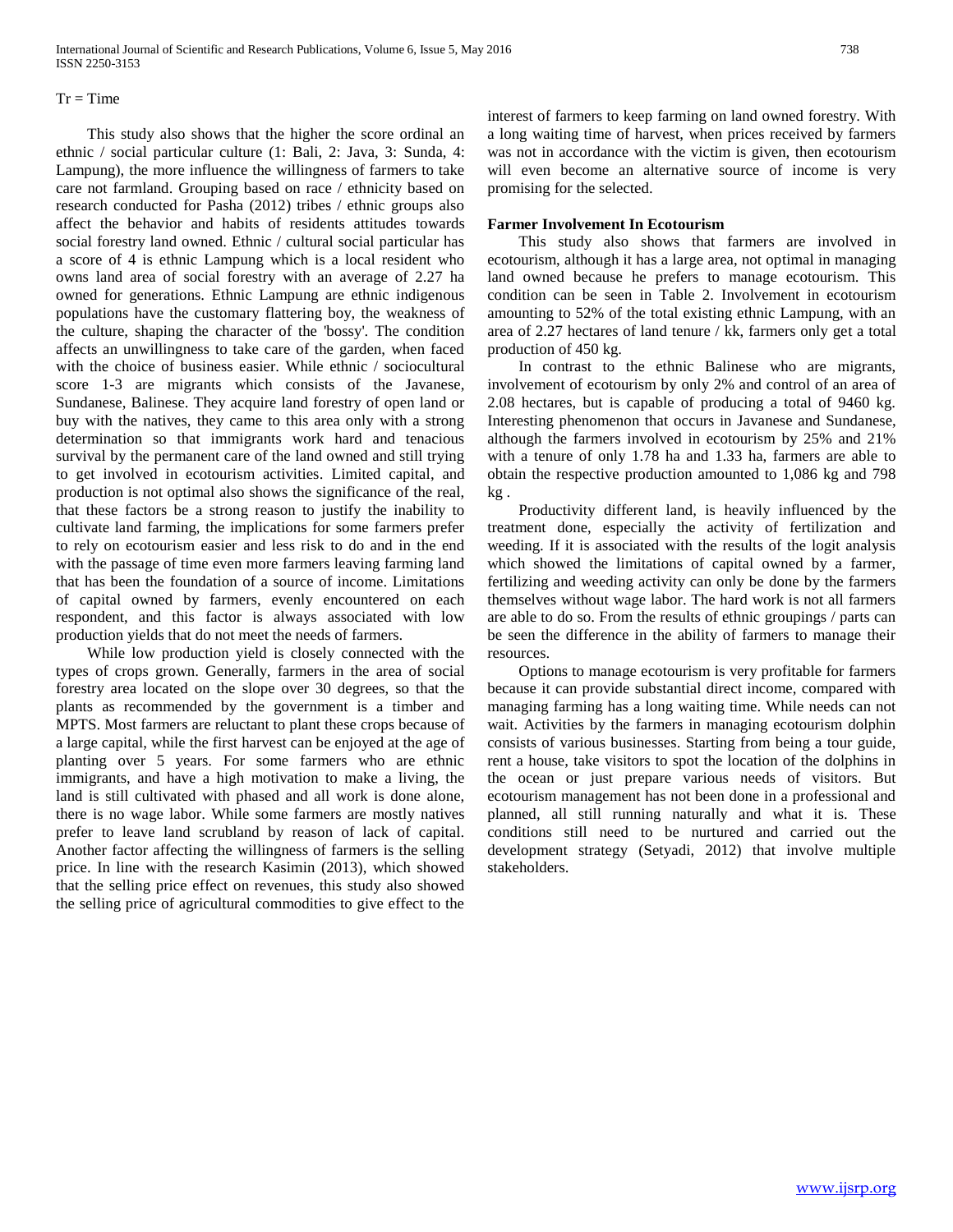Tr = Time

This study also shows that the higher the score ordinal an ethnic / social particular culture (1: Bali, 2: Java, 3: Sunda, 4: Lampung), the more influence the willingness of farmers to take care not farmland. Grouping based on race / ethnicity based on research conducted for Pasha (2012) tribes / ethnic groups also affect the behavior and habits of residents attitudes towards social forestry land owned. Ethnic / cultural social particular has a score of 4 is ethnic Lampung which is a local resident who owns land area of social forestry with an average of 2.27 ha owned for generations. Ethnic Lampung are ethnic indigenous populations have the customary flattering boy, the weakness of the culture, shaping the character of the 'bossy'. The condition affects an unwillingness to take care of the garden, when faced with the choice of business easier. While ethnic / sociocultural score 1-3 are migrants which consists of the Javanese, Sundanese, Balinese. They acquire land forestry of open land or buy with the natives, they came to this area only with a strong determination so that immigrants work hard and tenacious survival by the permanent care of the land owned and still trying to get involved in ecotourism activities. Limited capital, and production is not optimal also shows the significance of the real, that these factors be a strong reason to justify the inability to cultivate land farming, the implications for some farmers prefer to rely on ecotourism easier and less risk to do and in the end with the passage of time even more farmers leaving farming land that has been the foundation of a source of income. Limitations of capital owned by farmers, evenly encountered on each respondent, and this factor is always associated with low production yields that do not meet the needs of farmers.

While low production yield is closely connected with the types of crops grown. Generally, farmers in the area of social forestry area located on the slope over 30 degrees, so that the plants as recommended by the government is a timber and MPTS. Most farmers are reluctant to plant these crops because of a large capital, while the first harvest can be enjoyed at the age of planting over 5 years. For some farmers who are ethnic immigrants, and have a high motivation to make a living, the land is still cultivated with phased and all work is done alone, there is no wage labor. While some farmers are mostly natives prefer to leave land scrubland by reason of lack of capital. Another factor affecting the willingness of farmers is the selling price. In line with the research Kasimin (2013), which showed that the selling price effect on revenues, this study also showed the selling price of agricultural commodities to give effect to the interest of farmers to keep farming on land owned forestry. With a long waiting time of harvest, when prices received by farmers was not in accordance with the victim is given, then ecotourism will even become an alternative source of income is very promising for the selected.

**Farmer Involvement In Ecotourism**

This study also shows that farmers are involved in ecotourism, although it has a large area, not optimal in managing land owned because he prefers to manage ecotourism. This condition can be seen in Table 2. Involvement in ecotourism amounting to 52% of the total existing ethnic Lampung, with an area of 2.27 hectares of land tenure / kk, farmers only get a total production of 450 kg.

In contrast to the ethnic Balinese who are migrants, involvement of ecotourism by only 2% and control of an area of 2.08 hectares, but is capable of producing a total of 9460 kg. Interesting phenomenon that occurs in Javanese and Sundanese, although the farmers involved in ecotourism by 25% and 21% with a tenure of only 1.78 ha and 1.33 ha, farmers are able to obtain the respective production amounted to 1,086 kg and 798 kg .

Productivity different land, is heavily influenced by the treatment done, especially the activity of fertilization and weeding. If it is associated with the results of the logit analysis which showed the limitations of capital owned by a farmer, fertilizing and weeding activity can only be done by the farmers themselves without wage labor. The hard work is not all farmers are able to do so. From the results of ethnic groupings / parts can be seen the difference in the ability of farmers to manage their resources.

Options to manage ecotourism is very profitable for farmers because it can provide substantial direct income, compared with managing farming has a long waiting time. While needs can not wait. Activities by the farmers in managing ecotourism dolphin consists of various businesses. Starting from being a tour guide, rent a house, take visitors to spot the location of the dolphins in the ocean or just prepare various needs of visitors. But ecotourism management has not been done in a professional and planned, all still running naturally and what it is. These conditions still need to be nurtured and carried out the development strategy (Setyadi, 2012) that involve multiple stakeholders.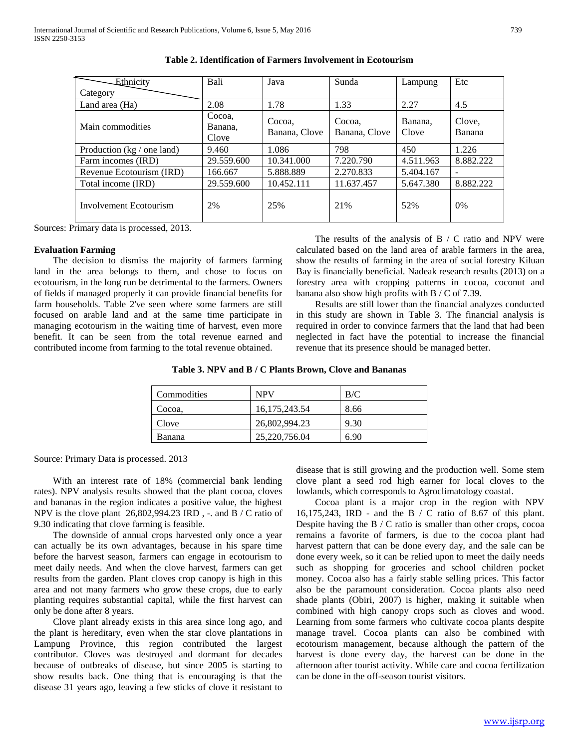**Table 2. Identification of Farmers Involvement in Ecotourism**

| Category / Ethnicity | Bali | Java | Sunda | Lampung | Etc |
|---|---|---|---|---|---|
| Land area (Ha) | 2.08 | 1.78 | 1.33 | 2.27 | 4.5 |
| Main commodities | Cocoa, Banana, Clove | Cocoa, Banana, Clove | Cocoa, Banana, Clove | Banana, Clove | Clove, Banana |
| Production (kg / one land) | 9.460 | 1.086 | 798 | 450 | 1.226 |
| Farm incomes (IRD) | 29.559.600 | 10.341.000 | 7.220.790 | 4.511.963 | 8.882.222 |
| Revenue Ecotourism (IRD) | 166.667 | 5.888.889 | 2.270.833 | 5.404.167 | - |
| Total income (IRD) | 29.559.600 | 10.452.111 | 11.637.457 | 5.647.380 | 8.882.222 |
| Involvement Ecotourism | 2% | 25% | 21% | 52% | 0% |

Sources: Primary data is processed, 2013.

**Evaluation Farming**

The decision to dismiss the majority of farmers farming land in the area belongs to them, and chose to focus on ecotourism, in the long run be detrimental to the farmers. Owners of fields if managed properly it can provide financial benefits for farm households. Table 2've seen where some farmers are still focused on arable land and at the same time participate in managing ecotourism in the waiting time of harvest, even more benefit. It can be seen from the total revenue earned and contributed income from farming to the total revenue obtained.

The results of the analysis of B / C ratio and NPV were calculated based on the land area of arable farmers in the area, show the results of farming in the area of social forestry Kiluan Bay is financially beneficial. Nadeak research results (2013) on a forestry area with cropping patterns in cocoa, coconut and banana also show high profits with B / C of 7.39.

Results are still lower than the financial analyzes conducted in this study are shown in Table 3. The financial analysis is required in order to convince farmers that the land that had been neglected in fact have the potential to increase the financial revenue that its presence should be managed better.

**Table 3. NPV and B / C Plants Brown, Clove and Bananas**

| Commodities | NPV | B/C |
|---|---|---|
| Cocoa, | 16,175,243.54 | 8.66 |
| Clove | 26,802,994.23 | 9.30 |
| Banana | 25,220,756.04 | 6.90 |

Source: Primary Data is processed. 2013

With an interest rate of 18% (commercial bank lending rates). NPV analysis results showed that the plant cocoa, cloves and bananas in the region indicates a positive value, the highest NPV is the clove plant 26,802,994.23 IRD , -. and B / C ratio of 9.30 indicating that clove farming is feasible.

The downside of annual crops harvested only once a year can actually be its own advantages, because in his spare time before the harvest season, farmers can engage in ecotourism to meet daily needs. And when the clove harvest, farmers can get results from the garden. Plant cloves crop canopy is high in this area and not many farmers who grow these crops, due to early planting requires substantial capital, while the first harvest can only be done after 8 years.

Clove plant already exists in this area since long ago, and the plant is hereditary, even when the star clove plantations in Lampung Province, this region contributed the largest contributor. Cloves was destroyed and dormant for decades because of outbreaks of disease, but since 2005 is starting to show results back. One thing that is encouraging is that the disease 31 years ago, leaving a few sticks of clove it resistant to disease that is still growing and the production well. Some stem clove plant a seed rod high earner for local cloves to the lowlands, which corresponds to Agroclimatology coastal.

Cocoa plant is a major crop in the region with NPV 16,175,243, IRD - and the B / C ratio of 8.67 of this plant. Despite having the B / C ratio is smaller than other crops, cocoa remains a favorite of farmers, is due to the cocoa plant had harvest pattern that can be done every day, and the sale can be done every week, so it can be relied upon to meet the daily needs such as shopping for groceries and school children pocket money. Cocoa also has a fairly stable selling prices. This factor also be the paramount consideration. Cocoa plants also need shade plants (Obiri, 2007) is higher, making it suitable when combined with high canopy crops such as cloves and wood. Learning from some farmers who cultivate cocoa plants despite manage travel. Cocoa plants can also be combined with ecotourism management, because although the pattern of the harvest is done every day, the harvest can be done in the afternoon after tourist activity. While care and cocoa fertilization can be done in the off-season tourist visitors.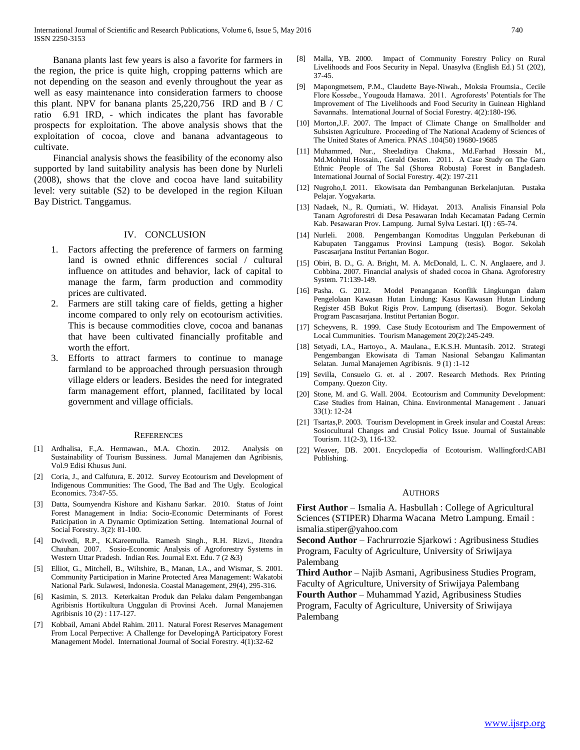Banana plants last few years is also a favorite for farmers in the region, the price is quite high, cropping patterns which are not depending on the season and evenly throughout the year as well as easy maintenance into consideration farmers to choose this plant. NPV for banana plants 25,220,756 IRD and B / C ratio 6.91 IRD, - which indicates the plant has favorable prospects for exploitation. The above analysis shows that the exploitation of cocoa, clove and banana advantageous to cultivate.

Financial analysis shows the feasibility of the economy also supported by land suitability analysis has been done by Nurleli (2008), shows that the clove and cocoa have land suitability level: very suitable (S2) to be developed in the region Kiluan Bay District. Tanggamus.

## IV. CONCLUSION

1. Factors affecting the preference of farmers on farming land is owned ethnic differences social / cultural influence on attitudes and behavior, lack of capital to manage the farm, farm production and commodity prices are cultivated.
2. Farmers are still taking care of fields, getting a higher income compared to only rely on ecotourism activities. This is because commodities clove, cocoa and bananas that have been cultivated financially profitable and worth the effort.
3. Efforts to attract farmers to continue to manage farmland to be approached through persuasion through village elders or leaders. Besides the need for integrated farm management effort, planned, facilitated by local government and village officials.

## REFERENCES

[1] Ardhalisa, F.,A. Hermawan., M.A. Chozin. 2012. Analysis on Sustainability of Tourism Bussiness. Jurnal Manajemen dan Agribisnis, Vol.9 Edisi Khusus Juni.

[2] Coria, J., and Calfutura, E. 2012. Survey Ecotourism and Development of Indigenous Communities: The Good, The Bad and The Ugly. Ecological Economics. 73:47-55.

[3] Datta, Soumyendra Kishore and Kishanu Sarkar. 2010. Status of Joint Forest Management in India: Socio-Economic Determinants of Forest Paticipation in A Dynamic Optimization Setting. International Journal of Social Forestry. 3(2): 81-100.

[4] Dwivedi, R.P., K.Kareemulla. Ramesh Singh., R.H. Rizvi., Jitendra Chauhan. 2007. Sosio-Economic Analysis of Agroforestry Systems in Western Uttar Pradesh. Indian Res. Journal Ext. Edu. 7 (2 &3)

[5] Elliot, G., Mitchell, B., Wiltshire, B., Manan, I.A., and Wismar, S. 2001. Community Participation in Marine Protected Area Management: Wakatobi National Park. Sulawesi, Indonesia. Coastal Management, 29(4), 295-316.

[6] Kasimin, S. 2013. Keterkaitan Produk dan Pelaku dalam Pengembangan Agribisnis Hortikultura Unggulan di Provinsi Aceh. Jurnal Manajemen Agribisnis 10 (2) : 117-127.

[7] Kobbail, Amani Abdel Rahim. 2011. Natural Forest Reserves Management From Local Perpective: A Challenge for DevelopingA Participatory Forest Management Model. International Journal of Social Forestry. 4(1):32-62

[8] Malla, YB. 2000. Impact of Community Forestry Policy on Rural Livelihoods and Foos Security in Nepal. Unasylva (English Ed.) 51 (202), 37-45.

[9] Mapongmetsem, P.M., Claudette Baye-Niwah., Moksia Froumsia., Cecile Flore Kossebe., Yougouda Hamawa. 2011. Agroforests' Potentials for The Improvement of The Livelihoods and Food Security in Guinean Highland Savannahs. International Journal of Social Forestry. 4(2):180-196.

[10] Morton,J.F. 2007. The Impact of Climate Change on Smallholder and Subsisten Agriculture. Proceeding of The National Academy of Sciences of The United States of America. PNAS .104(50) 19680-19685

[11] Muhammed, Nur., Sheeladitya Chakma., Md.Farhad Hossain M., Md.Mohitul Hossain., Gerald Oesten. 2011. A Case Study on The Garo Ethnic People of The Sal (Shorea Robusta) Forest in Bangladesh. International Journal of Social Forestry. 4(2): 197-211

[12] Nugroho,I. 2011. Ekowisata dan Pembangunan Berkelanjutan. Pustaka Pelajar. Yogyakarta.

[13] Nadaek, N., R. Qurniati., W. Hidayat. 2013. Analisis Finansial Pola Tanam Agroforestri di Desa Pesawaran Indah Kecamatan Padang Cermin Kab. Pesawaran Prov. Lampung. Jurnal Sylva Lestari. I(I) : 65-74.

[14] Nurleli. 2008. Pengembangan Komoditas Unggulan Perkebunan di Kabupaten Tanggamus Provinsi Lampung (tesis). Bogor. Sekolah Pascasarjana Institut Pertanian Bogor.

[15] Obiri, B. D., G. A. Bright, M. A. McDonald, L. C. N. Anglaaere, and J. Cobbina. 2007. Financial analysis of shaded cocoa in Ghana. Agroforestry System. 71:139-149.

[16] Pasha. G. 2012. Model Penanganan Konflik Lingkungan dalam Pengelolaan Kawasan Hutan Lindung: Kasus Kawasan Hutan Lindung Register 45B Bukut Rigis Prov. Lampung (disertasi). Bogor. Sekolah Program Pascasarjana. Institut Pertanian Bogor.

[17] Scheyvens, R. 1999. Case Study Ecotourism and The Empowerment of Local Cummunities. Tourism Management 20(2):245-249.

[18] Setyadi, I.A., Hartoyo., A. Maulana., E.K.S.H. Muntasib. 2012. Strategi Pengembangan Ekowisata di Taman Nasional Sebangau Kalimantan Selatan. Jurnal Manajemen Agribisnis. 9 (1) :1-12

[19] Sevilla, Consuelo G. et. al . 2007. Research Methods. Rex Printing Company. Quezon City.

[20] Stone, M. and G. Wall. 2004. Ecotourism and Community Development: Case Studies from Hainan, China. Environmental Management . Januari 33(1): 12-24

[21] Tsartas,P. 2003. Tourism Development in Greek insular and Coastal Areas: Sosiocultural Changes and Crusial Policy Issue. Journal of Sustainable Tourism. 11(2-3), 116-132.

[22] Weaver, DB. 2001. Encyclopedia of Ecotourism. Wallingford:CABI Publishing.

## AUTHORS

**First Author** – Ismalia A. Hasbullah : College of Agricultural Sciences (STIPER) Dharma Wacana Metro Lampung. Email : ismalia.stiper@yahoo.com

**Second Author** – Fachrurrozie Sjarkowi : Agribusiness Studies Program, Faculty of Agriculture, University of Sriwijaya Palembang

**Third Author** – Najib Asmani, Agribusiness Studies Program, Faculty of Agriculture, University of Sriwijaya Palembang

**Fourth Author** – Muhammad Yazid, Agribusiness Studies Program, Faculty of Agriculture, University of Sriwijaya Palembang